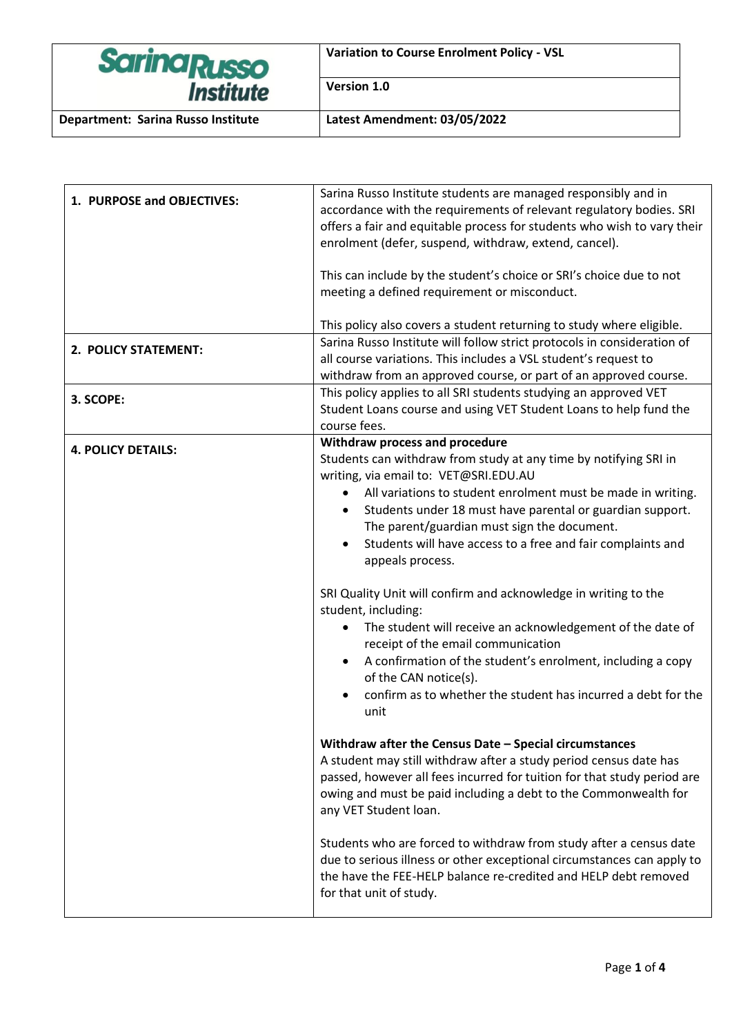| Sarina Russo Institute | Variation to Course Enrolment Policy - VSL |
|---|---|
| | **Version 1.0** |
| **Department: Sarina Russo Institute** | **Latest Amendment: 03/05/2022** |

| | |
|---|---|
| **1. PURPOSE and OBJECTIVES:** | Sarina Russo Institute students are managed responsibly and in accordance with the requirements of relevant regulatory bodies. SRI offers a fair and equitable process for students who wish to vary their enrolment (defer, suspend, withdraw, extend, cancel).<br><br>This can include by the student's choice or SRI's choice due to not meeting a defined requirement or misconduct.<br><br>This policy also covers a student returning to study where eligible. |
| **2. POLICY STATEMENT:** | Sarina Russo Institute will follow strict protocols in consideration of all course variations. This includes a VSL student's request to withdraw from an approved course, or part of an approved course. |
| **3. SCOPE:** | This policy applies to all SRI students studying an approved VET Student Loans course and using VET Student Loans to help fund the course fees. |
| **4. POLICY DETAILS:** | **Withdraw process and procedure**<br>Students can withdraw from study at any time by notifying SRI in writing, via email to: VET@SRI.EDU.AU<br>• All variations to student enrolment must be made in writing.<br>• Students under 18 must have parental or guardian support. The parent/guardian must sign the document.<br>• Students will have access to a free and fair complaints and appeals process.<br><br>SRI Quality Unit will confirm and acknowledge in writing to the student, including:<br>• The student will receive an acknowledgement of the date of receipt of the email communication<br>• A confirmation of the student's enrolment, including a copy of the CAN notice(s).<br>• confirm as to whether the student has incurred a debt for the unit<br><br>**Withdraw after the Census Date – Special circumstances**<br>A student may still withdraw after a study period census date has passed, however all fees incurred for tuition for that study period are owing and must be paid including a debt to the Commonwealth for any VET Student loan.<br><br>Students who are forced to withdraw from study after a census date due to serious illness or other exceptional circumstances can apply to the have the FEE-HELP balance re-credited and HELP debt removed for that unit of study. |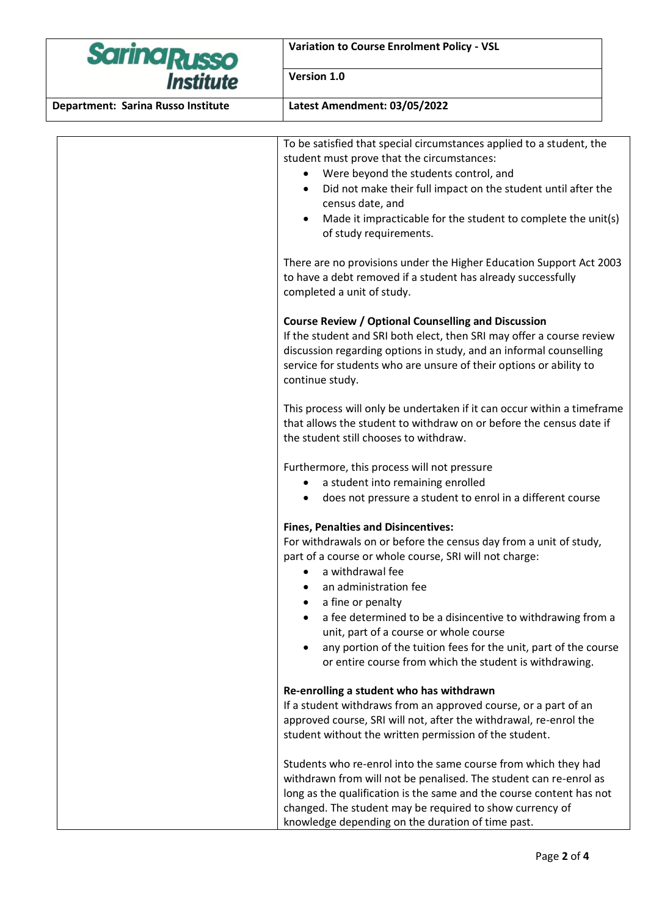To be satisfied that special circumstances applied to a student, the student must prove that the circumstances:

- Were beyond the students control, and
- Did not make their full impact on the student until after the census date, and
- Made it impracticable for the student to complete the unit(s) of study requirements.

There are no provisions under the Higher Education Support Act 2003 to have a debt removed if a student has already successfully completed a unit of study.

**Course Review / Optional Counselling and Discussion**

If the student and SRI both elect, then SRI may offer a course review discussion regarding options in study, and an informal counselling service for students who are unsure of their options or ability to continue study.

This process will only be undertaken if it can occur within a timeframe that allows the student to withdraw on or before the census date if the student still chooses to withdraw.

Furthermore, this process will not pressure

- a student into remaining enrolled
- does not pressure a student to enrol in a different course

**Fines, Penalties and Disincentives:**

For withdrawals on or before the census day from a unit of study, part of a course or whole course, SRI will not charge:

- a withdrawal fee
- an administration fee
- a fine or penalty
- a fee determined to be a disincentive to withdrawing from a unit, part of a course or whole course
- any portion of the tuition fees for the unit, part of the course or entire course from which the student is withdrawing.

**Re-enrolling a student who has withdrawn**

If a student withdraws from an approved course, or a part of an approved course, SRI will not, after the withdrawal, re-enrol the student without the written permission of the student.

Students who re-enrol into the same course from which they had withdrawn from will not be penalised. The student can re-enrol as long as the qualification is the same and the course content has not changed. The student may be required to show currency of knowledge depending on the duration of time past.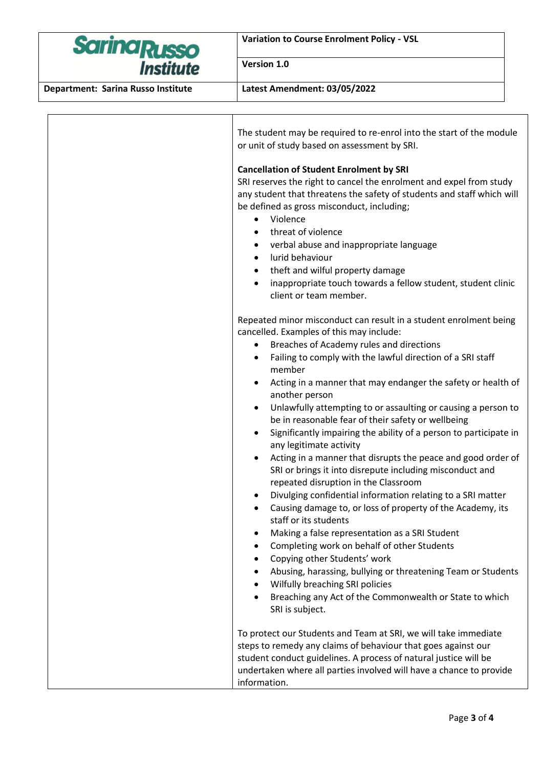The student may be required to re-enrol into the start of the module or unit of study based on assessment by SRI.

**Cancellation of Student Enrolment by SRI**

SRI reserves the right to cancel the enrolment and expel from study any student that threatens the safety of students and staff which will be defined as gross misconduct, including;

- Violence
- threat of violence
- verbal abuse and inappropriate language
- lurid behaviour
- theft and wilful property damage
- inappropriate touch towards a fellow student, student clinic client or team member.

Repeated minor misconduct can result in a student enrolment being cancelled. Examples of this may include:

- Breaches of Academy rules and directions
- Failing to comply with the lawful direction of a SRI staff member
- Acting in a manner that may endanger the safety or health of another person
- Unlawfully attempting to or assaulting or causing a person to be in reasonable fear of their safety or wellbeing
- Significantly impairing the ability of a person to participate in any legitimate activity
- Acting in a manner that disrupts the peace and good order of SRI or brings it into disrepute including misconduct and repeated disruption in the Classroom
- Divulging confidential information relating to a SRI matter
- Causing damage to, or loss of property of the Academy, its staff or its students
- Making a false representation as a SRI Student
- Completing work on behalf of other Students
- Copying other Students' work
- Abusing, harassing, bullying or threatening Team or Students
- Wilfully breaching SRI policies
- Breaching any Act of the Commonwealth or State to which SRI is subject.

To protect our Students and Team at SRI, we will take immediate steps to remedy any claims of behaviour that goes against our student conduct guidelines. A process of natural justice will be undertaken where all parties involved will have a chance to provide information.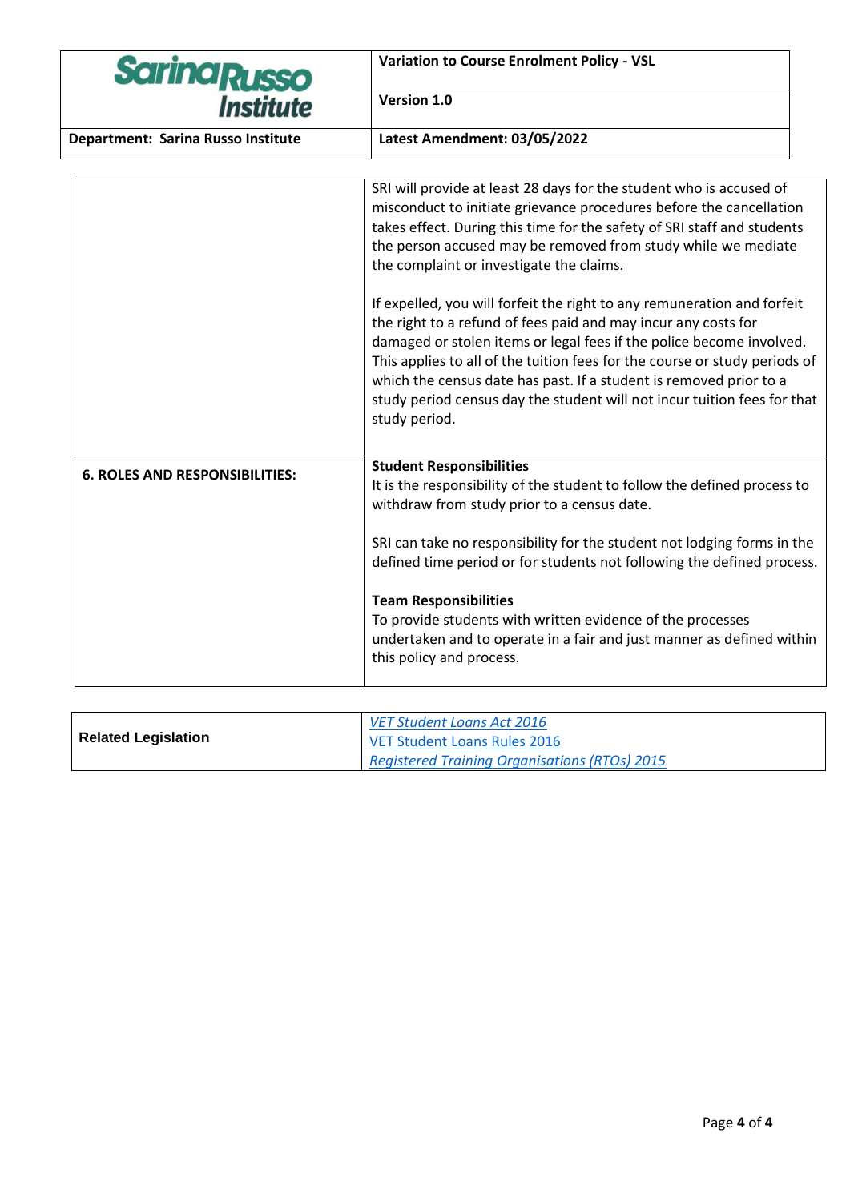| | |
|---|---|
| | SRI will provide at least 28 days for the student who is accused of misconduct to initiate grievance procedures before the cancellation takes effect. During this time for the safety of SRI staff and students the person accused may be removed from study while we mediate the complaint or investigate the claims.<br><br>If expelled, you will forfeit the right to any remuneration and forfeit the right to a refund of fees paid and may incur any costs for damaged or stolen items or legal fees if the police become involved. This applies to all of the tuition fees for the course or study periods of which the census date has past. If a student is removed prior to a study period census day the student will not incur tuition fees for that study period. |
| **6. ROLES AND RESPONSIBILITIES:** | **Student Responsibilities**<br>It is the responsibility of the student to follow the defined process to withdraw from study prior to a census date.<br><br>SRI can take no responsibility for the student not lodging forms in the defined time period or for students not following the defined process.<br><br>**Team Responsibilities**<br>To provide students with written evidence of the processes undertaken and to operate in a fair and just manner as defined within this policy and process. |

| | |
|---|---|
| **Related Legislation** | *VET Student Loans Act 2016*<br>VET Student Loans Rules 2016<br>*Registered Training Organisations (RTOs) 2015* |